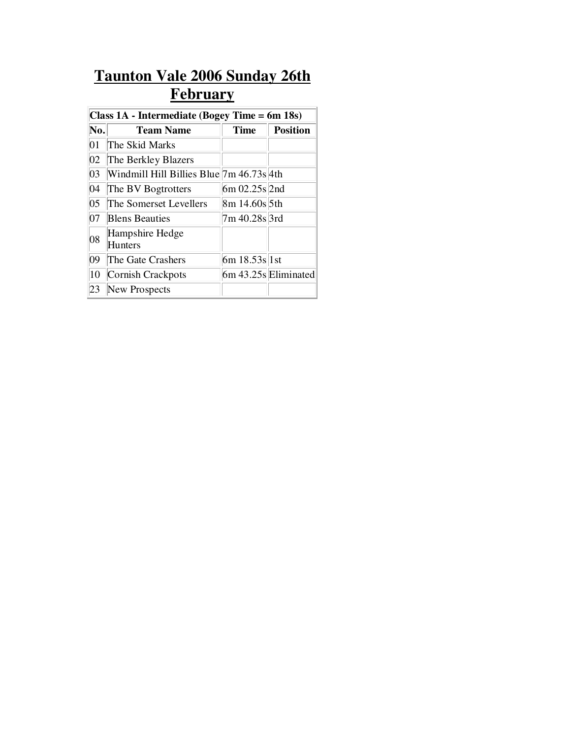# Taunton Vale 2006 Sunday 26th February

| Class 1A - Intermediate (Bogey Time = 6m 18s) | | | |
|---|---|---|---|
| **No.** | **Team Name** | **Time** | **Position** |
| 01 | The Skid Marks | | |
| 02 | The Berkley Blazers | | |
| 03 | Windmill Hill Billies Blue | 7m 46.73s | 4th |
| 04 | The BV Bogtrotters | 6m 02.25s | 2nd |
| 05 | The Somerset Levellers | 8m 14.60s | 5th |
| 07 | Blens Beauties | 7m 40.28s | 3rd |
| 08 | Hampshire Hedge Hunters | | |
| 09 | The Gate Crashers | 6m 18.53s | 1st |
| 10 | Cornish Crackpots | 6m 43.25s | Eliminated |
| 23 | New Prospects | | |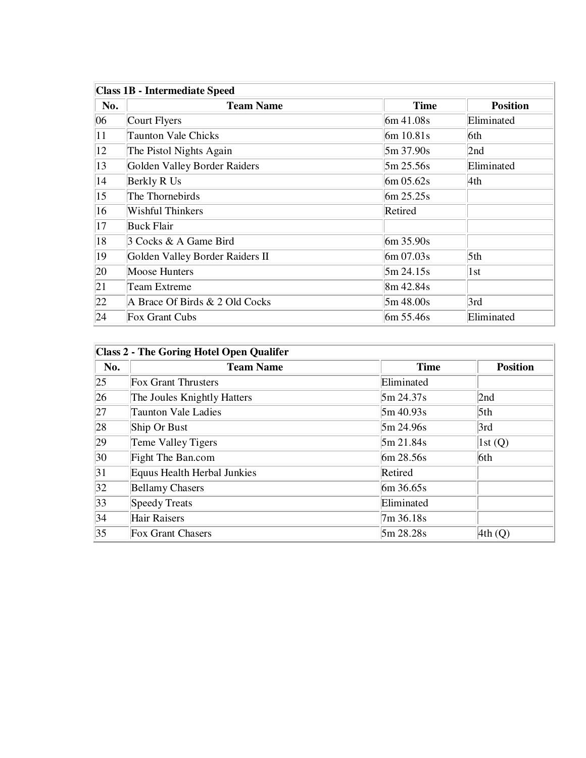| Class 1B - Intermediate Speed | | | |
|---|---|---|---|
| **No.** | **Team Name** | **Time** | **Position** |
| 06 | Court Flyers | 6m 41.08s | Eliminated |
| 11 | Taunton Vale Chicks | 6m 10.81s | 6th |
| 12 | The Pistol Nights Again | 5m 37.90s | 2nd |
| 13 | Golden Valley Border Raiders | 5m 25.56s | Eliminated |
| 14 | Berkly R Us | 6m 05.62s | 4th |
| 15 | The Thornebirds | 6m 25.25s | |
| 16 | Wishful Thinkers | Retired | |
| 17 | Buck Flair | | |
| 18 | 3 Cocks & A Game Bird | 6m 35.90s | |
| 19 | Golden Valley Border Raiders II | 6m 07.03s | 5th |
| 20 | Moose Hunters | 5m 24.15s | 1st |
| 21 | Team Extreme | 8m 42.84s | |
| 22 | A Brace Of Birds & 2 Old Cocks | 5m 48.00s | 3rd |
| 24 | Fox Grant Cubs | 6m 55.46s | Eliminated |

| Class 2 - The Goring Hotel Open Qualifer | | | |
|---|---|---|---|
| **No.** | **Team Name** | **Time** | **Position** |
| 25 | Fox Grant Thrusters | Eliminated | |
| 26 | The Joules Knightly Hatters | 5m 24.37s | 2nd |
| 27 | Taunton Vale Ladies | 5m 40.93s | 5th |
| 28 | Ship Or Bust | 5m 24.96s | 3rd |
| 29 | Teme Valley Tigers | 5m 21.84s | 1st (Q) |
| 30 | Fight The Ban.com | 6m 28.56s | 6th |
| 31 | Equus Health Herbal Junkies | Retired | |
| 32 | Bellamy Chasers | 6m 36.65s | |
| 33 | Speedy Treats | Eliminated | |
| 34 | Hair Raisers | 7m 36.18s | |
| 35 | Fox Grant Chasers | 5m 28.28s | 4th (Q) |